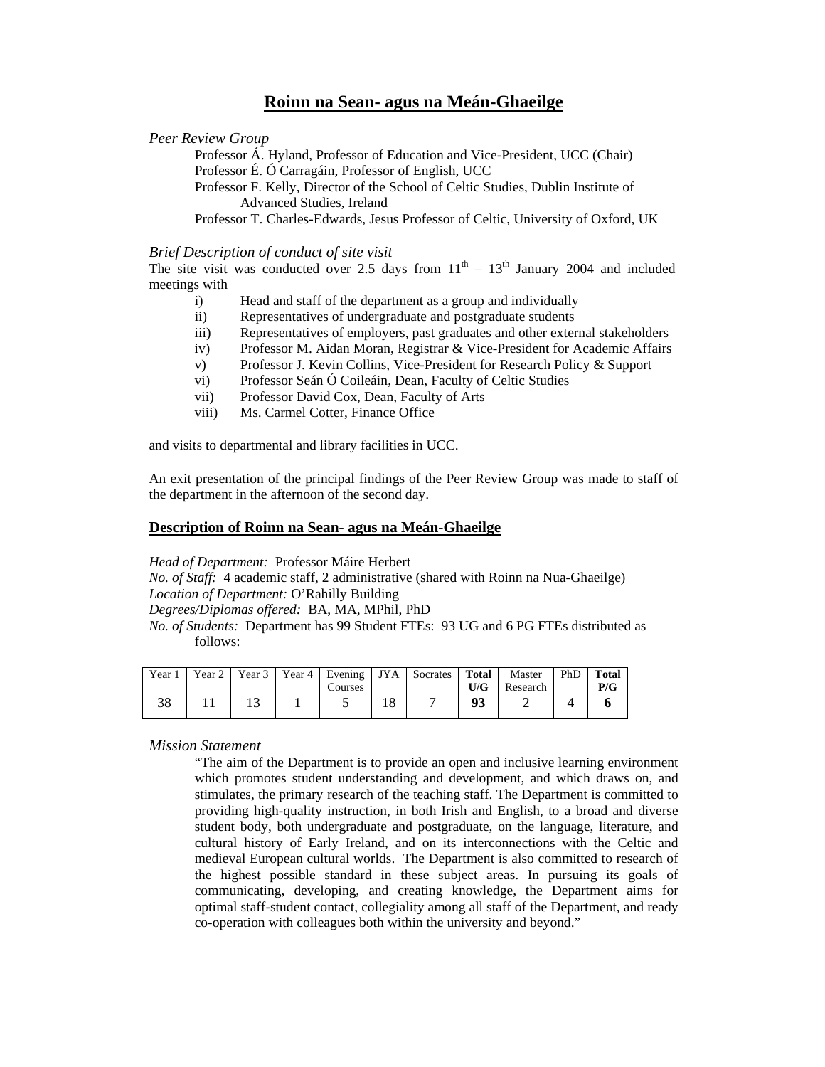# Roinn na Sean- agus na Meán-Ghaeilge

*Peer Review Group*

Professor Á. Hyland, Professor of Education and Vice-President, UCC (Chair)
Professor É. Ó Carragáin, Professor of English, UCC
Professor F. Kelly, Director of the School of Celtic Studies, Dublin Institute of Advanced Studies, Ireland
Professor T. Charles-Edwards, Jesus Professor of Celtic, University of Oxford, UK

*Brief Description of conduct of site visit*

The site visit was conducted over 2.5 days from 11th – 13th January 2004 and included meetings with

i) Head and staff of the department as a group and individually
ii) Representatives of undergraduate and postgraduate students
iii) Representatives of employers, past graduates and other external stakeholders
iv) Professor M. Aidan Moran, Registrar & Vice-President for Academic Affairs
v) Professor J. Kevin Collins, Vice-President for Research Policy & Support
vi) Professor Seán Ó Coileáin, Dean, Faculty of Celtic Studies
vii) Professor David Cox, Dean, Faculty of Arts
viii) Ms. Carmel Cotter, Finance Office

and visits to departmental and library facilities in UCC.

An exit presentation of the principal findings of the Peer Review Group was made to staff of the department in the afternoon of the second day.

## Description of Roinn na Sean- agus na Meán-Ghaeilge

*Head of Department:* Professor Máire Herbert
*No. of Staff:* 4 academic staff, 2 administrative (shared with Roinn na Nua-Ghaeilge)
*Location of Department:* O'Rahilly Building
*Degrees/Diplomas offered:* BA, MA, MPhil, PhD
*No. of Students:* Department has 99 Student FTEs: 93 UG and 6 PG FTEs distributed as follows:

| Year 1 | Year 2 | Year 3 | Year 4 | Evening Courses | JYA | Socrates | **Total U/G** | Master Research | PhD | **Total P/G** |
|---|---|---|---|---|---|---|---|---|---|---|
| 38 | 11 | 13 | 1 | 5 | 18 | 7 | **93** | 2 | 4 | **6** |

*Mission Statement*

"The aim of the Department is to provide an open and inclusive learning environment which promotes student understanding and development, and which draws on, and stimulates, the primary research of the teaching staff. The Department is committed to providing high-quality instruction, in both Irish and English, to a broad and diverse student body, both undergraduate and postgraduate, on the language, literature, and cultural history of Early Ireland, and on its interconnections with the Celtic and medieval European cultural worlds. The Department is also committed to research of the highest possible standard in these subject areas. In pursuing its goals of communicating, developing, and creating knowledge, the Department aims for optimal staff-student contact, collegiality among all staff of the Department, and ready co-operation with colleagues both within the university and beyond."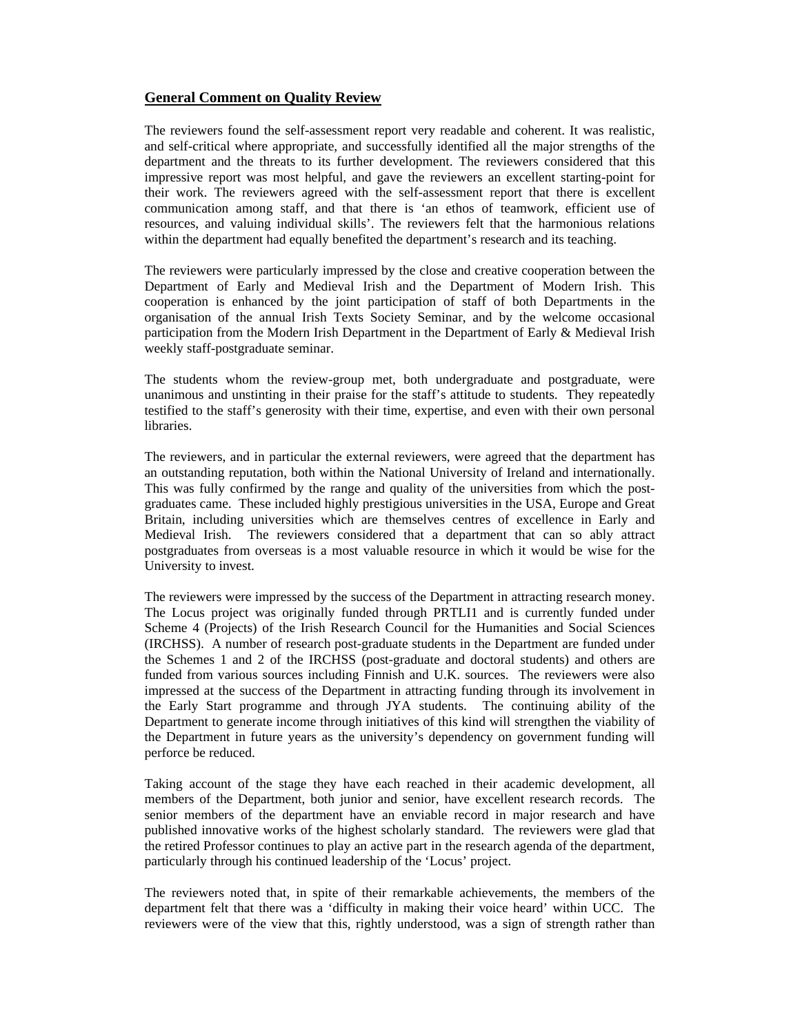**General Comment on Quality Review**

The reviewers found the self-assessment report very readable and coherent. It was realistic, and self-critical where appropriate, and successfully identified all the major strengths of the department and the threats to its further development. The reviewers considered that this impressive report was most helpful, and gave the reviewers an excellent starting-point for their work. The reviewers agreed with the self-assessment report that there is excellent communication among staff, and that there is 'an ethos of teamwork, efficient use of resources, and valuing individual skills'. The reviewers felt that the harmonious relations within the department had equally benefited the department's research and its teaching.

The reviewers were particularly impressed by the close and creative cooperation between the Department of Early and Medieval Irish and the Department of Modern Irish. This cooperation is enhanced by the joint participation of staff of both Departments in the organisation of the annual Irish Texts Society Seminar, and by the welcome occasional participation from the Modern Irish Department in the Department of Early & Medieval Irish weekly staff-postgraduate seminar.

The students whom the review-group met, both undergraduate and postgraduate, were unanimous and unstinting in their praise for the staff's attitude to students. They repeatedly testified to the staff's generosity with their time, expertise, and even with their own personal libraries.

The reviewers, and in particular the external reviewers, were agreed that the department has an outstanding reputation, both within the National University of Ireland and internationally. This was fully confirmed by the range and quality of the universities from which the post-graduates came. These included highly prestigious universities in the USA, Europe and Great Britain, including universities which are themselves centres of excellence in Early and Medieval Irish. The reviewers considered that a department that can so ably attract postgraduates from overseas is a most valuable resource in which it would be wise for the University to invest.

The reviewers were impressed by the success of the Department in attracting research money. The Locus project was originally funded through PRTLI1 and is currently funded under Scheme 4 (Projects) of the Irish Research Council for the Humanities and Social Sciences (IRCHSS). A number of research post-graduate students in the Department are funded under the Schemes 1 and 2 of the IRCHSS (post-graduate and doctoral students) and others are funded from various sources including Finnish and U.K. sources. The reviewers were also impressed at the success of the Department in attracting funding through its involvement in the Early Start programme and through JYA students. The continuing ability of the Department to generate income through initiatives of this kind will strengthen the viability of the Department in future years as the university's dependency on government funding will perforce be reduced.

Taking account of the stage they have each reached in their academic development, all members of the Department, both junior and senior, have excellent research records. The senior members of the department have an enviable record in major research and have published innovative works of the highest scholarly standard. The reviewers were glad that the retired Professor continues to play an active part in the research agenda of the department, particularly through his continued leadership of the 'Locus' project.

The reviewers noted that, in spite of their remarkable achievements, the members of the department felt that there was a 'difficulty in making their voice heard' within UCC. The reviewers were of the view that this, rightly understood, was a sign of strength rather than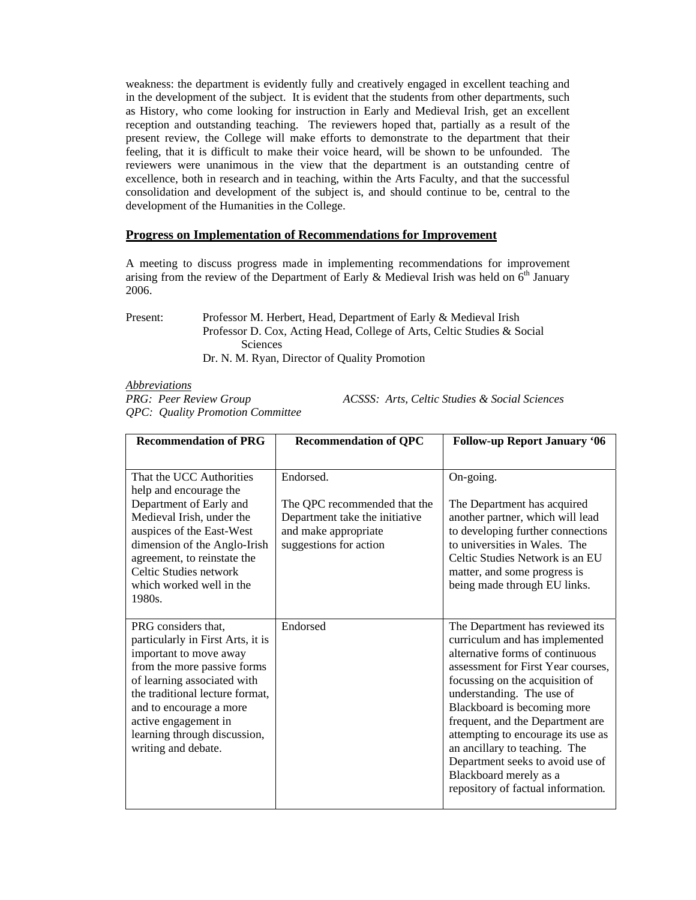weakness: the department is evidently fully and creatively engaged in excellent teaching and in the development of the subject. It is evident that the students from other departments, such as History, who come looking for instruction in Early and Medieval Irish, get an excellent reception and outstanding teaching. The reviewers hoped that, partially as a result of the present review, the College will make efforts to demonstrate to the department that their feeling, that it is difficult to make their voice heard, will be shown to be unfounded. The reviewers were unanimous in the view that the department is an outstanding centre of excellence, both in research and in teaching, within the Arts Faculty, and that the successful consolidation and development of the subject is, and should continue to be, central to the development of the Humanities in the College.

## Progress on Implementation of Recommendations for Improvement

A meeting to discuss progress made in implementing recommendations for improvement arising from the review of the Department of Early & Medieval Irish was held on 6th January 2006.

Present: Professor M. Herbert, Head, Department of Early & Medieval Irish
Professor D. Cox, Acting Head, College of Arts, Celtic Studies & Social Sciences
Dr. N. M. Ryan, Director of Quality Promotion

*Abbreviations*
*PRG: Peer Review Group* *ACSSS: Arts, Celtic Studies & Social Sciences*
*QPC: Quality Promotion Committee*

| Recommendation of PRG | Recommendation of QPC | Follow-up Report January '06 |
|---|---|---|
| That the UCC Authorities help and encourage the Department of Early and Medieval Irish, under the auspices of the East-West dimension of the Anglo-Irish agreement, to reinstate the Celtic Studies network which worked well in the 1980s. | Endorsed.<br><br>The QPC recommended that the Department take the initiative and make appropriate suggestions for action | On-going.<br><br>The Department has acquired another partner, which will lead to developing further connections to universities in Wales. The Celtic Studies Network is an EU matter, and some progress is being made through EU links. |
| PRG considers that, particularly in First Arts, it is important to move away from the more passive forms of learning associated with the traditional lecture format, and to encourage a more active engagement in learning through discussion, writing and debate. | Endorsed | The Department has reviewed its curriculum and has implemented alternative forms of continuous assessment for First Year courses, focussing on the acquisition of understanding. The use of Blackboard is becoming more frequent, and the Department are attempting to encourage its use as an ancillary to teaching. The Department seeks to avoid use of Blackboard merely as a repository of factual information. |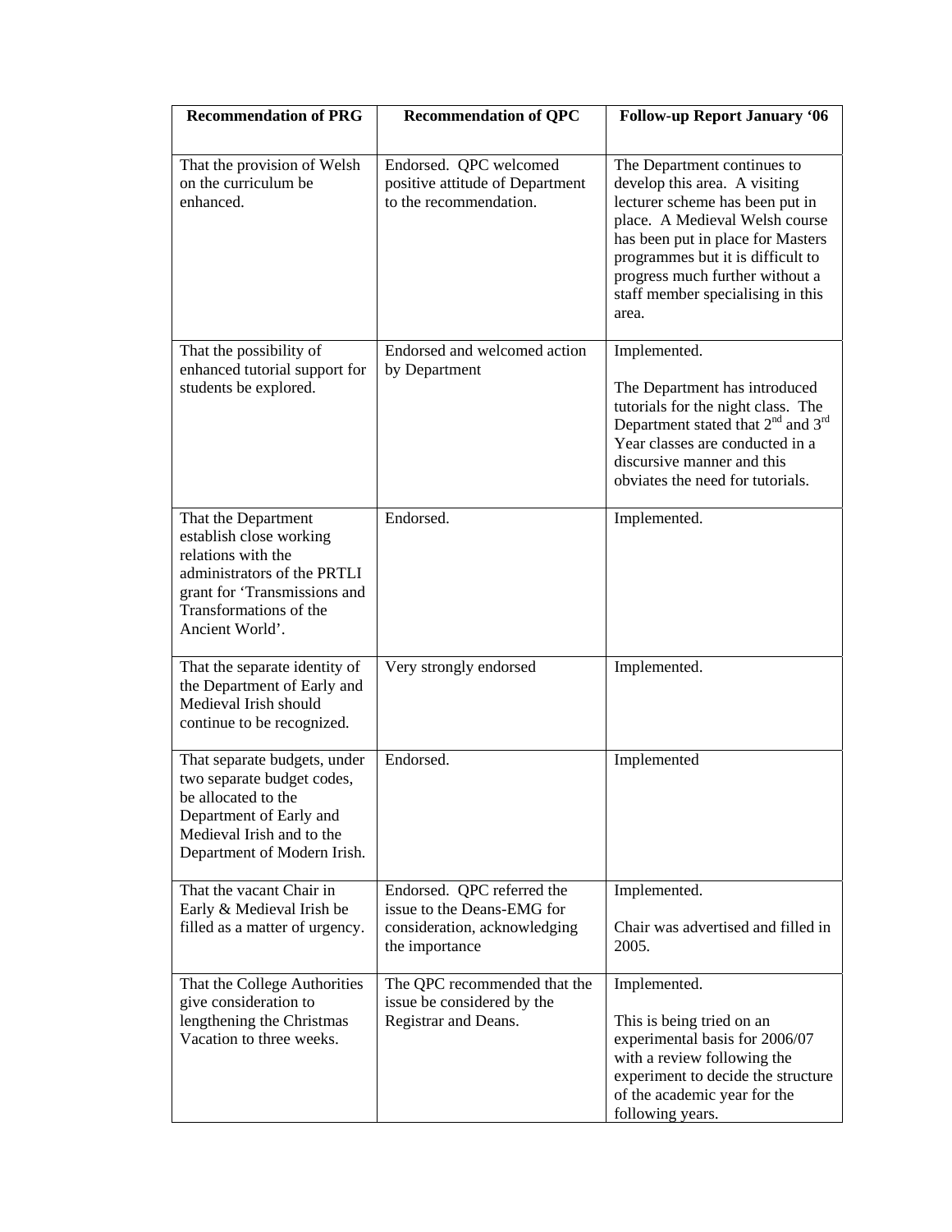| Recommendation of PRG | Recommendation of QPC | Follow-up Report January '06 |
|---|---|---|
| That the provision of Welsh on the curriculum be enhanced. | Endorsed. QPC welcomed positive attitude of Department to the recommendation. | The Department continues to develop this area. A visiting lecturer scheme has been put in place. A Medieval Welsh course has been put in place for Masters programmes but it is difficult to progress much further without a staff member specialising in this area. |
| That the possibility of enhanced tutorial support for students be explored. | Endorsed and welcomed action by Department | Implemented.<br><br>The Department has introduced tutorials for the night class. The Department stated that 2nd and 3rd Year classes are conducted in a discursive manner and this obviates the need for tutorials. |
| That the Department establish close working relations with the administrators of the PRTLI grant for 'Transmissions and Transformations of the Ancient World'. | Endorsed. | Implemented. |
| That the separate identity of the Department of Early and Medieval Irish should continue to be recognized. | Very strongly endorsed | Implemented. |
| That separate budgets, under two separate budget codes, be allocated to the Department of Early and Medieval Irish and to the Department of Modern Irish. | Endorsed. | Implemented |
| That the vacant Chair in Early & Medieval Irish be filled as a matter of urgency. | Endorsed. QPC referred the issue to the Deans-EMG for consideration, acknowledging the importance | Implemented.<br><br>Chair was advertised and filled in 2005. |
| That the College Authorities give consideration to lengthening the Christmas Vacation to three weeks. | The QPC recommended that the issue be considered by the Registrar and Deans. | Implemented.<br><br>This is being tried on an experimental basis for 2006/07 with a review following the experiment to decide the structure of the academic year for the following years. |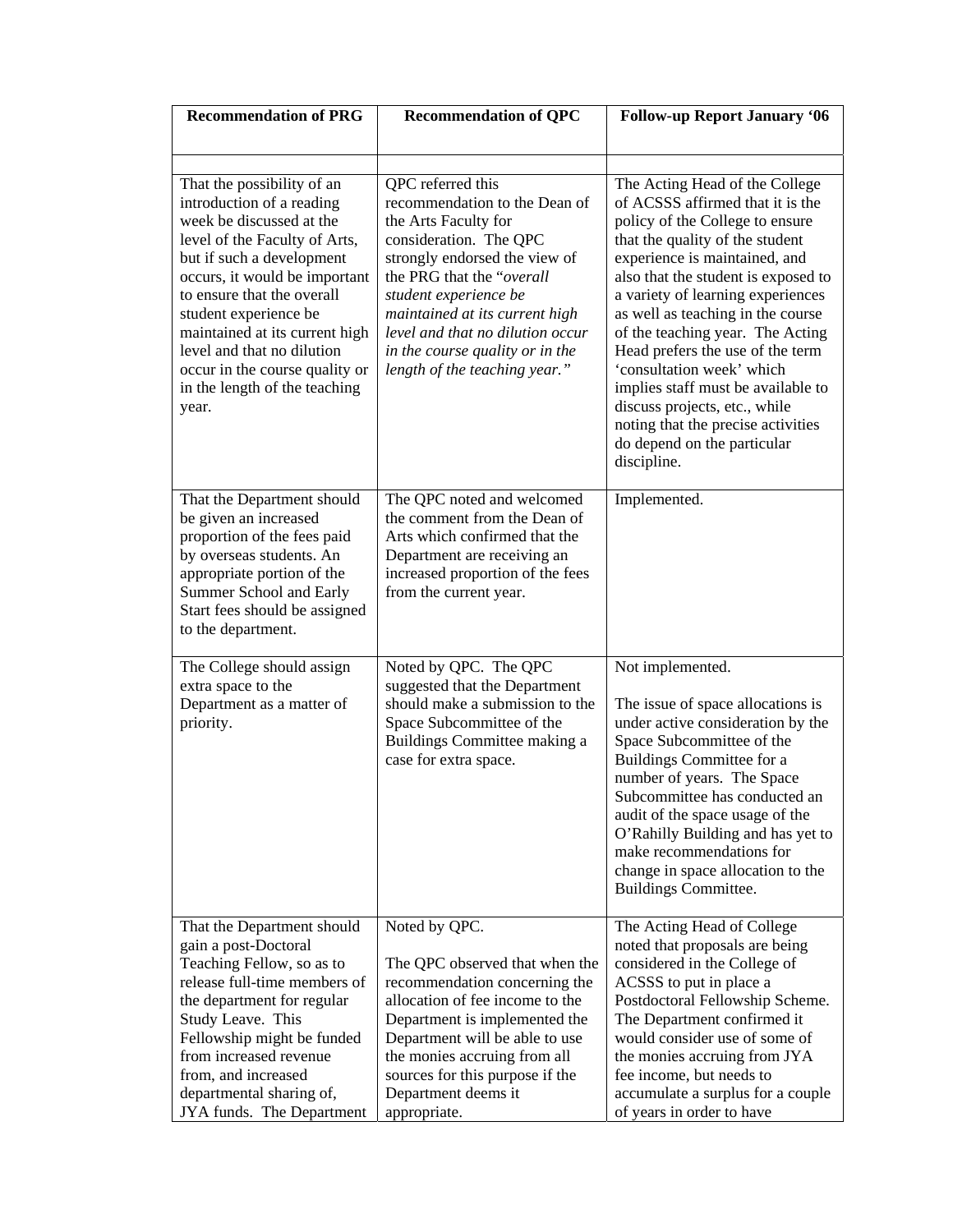| Recommendation of PRG | Recommendation of QPC | Follow-up Report January '06 |
|---|---|---|
| | | |
| That the possibility of an introduction of a reading week be discussed at the level of the Faculty of Arts, but if such a development occurs, it would be important to ensure that the overall student experience be maintained at its current high level and that no dilution occur in the course quality or in the length of the teaching year. | QPC referred this recommendation to the Dean of the Arts Faculty for consideration. The QPC strongly endorsed the view of the PRG that the "*overall student experience be maintained at its current high level and that no dilution occur in the course quality or in the length of the teaching year.*" | The Acting Head of the College of ACSSS affirmed that it is the policy of the College to ensure that the quality of the student experience is maintained, and also that the student is exposed to a variety of learning experiences as well as teaching in the course of the teaching year. The Acting Head prefers the use of the term 'consultation week' which implies staff must be available to discuss projects, etc., while noting that the precise activities do depend on the particular discipline. |
| That the Department should be given an increased proportion of the fees paid by overseas students. An appropriate portion of the Summer School and Early Start fees should be assigned to the department. | The QPC noted and welcomed the comment from the Dean of Arts which confirmed that the Department are receiving an increased proportion of the fees from the current year. | Implemented. |
| The College should assign extra space to the Department as a matter of priority. | Noted by QPC. The QPC suggested that the Department should make a submission to the Space Subcommittee of the Buildings Committee making a case for extra space. | Not implemented.<br><br>The issue of space allocations is under active consideration by the Space Subcommittee of the Buildings Committee for a number of years. The Space Subcommittee has conducted an audit of the space usage of the O'Rahilly Building and has yet to make recommendations for change in space allocation to the Buildings Committee. |
| That the Department should gain a post-Doctoral Teaching Fellow, so as to release full-time members of the department for regular Study Leave. This Fellowship might be funded from increased revenue from, and increased departmental sharing of, JYA funds. The Department | Noted by QPC.<br><br>The QPC observed that when the recommendation concerning the allocation of fee income to the Department is implemented the Department will be able to use the monies accruing from all sources for this purpose if the Department deems it appropriate. | The Acting Head of College noted that proposals are being considered in the College of ACSSS to put in place a Postdoctoral Fellowship Scheme. The Department confirmed it would consider use of some of the monies accruing from JYA fee income, but needs to accumulate a surplus for a couple of years in order to have |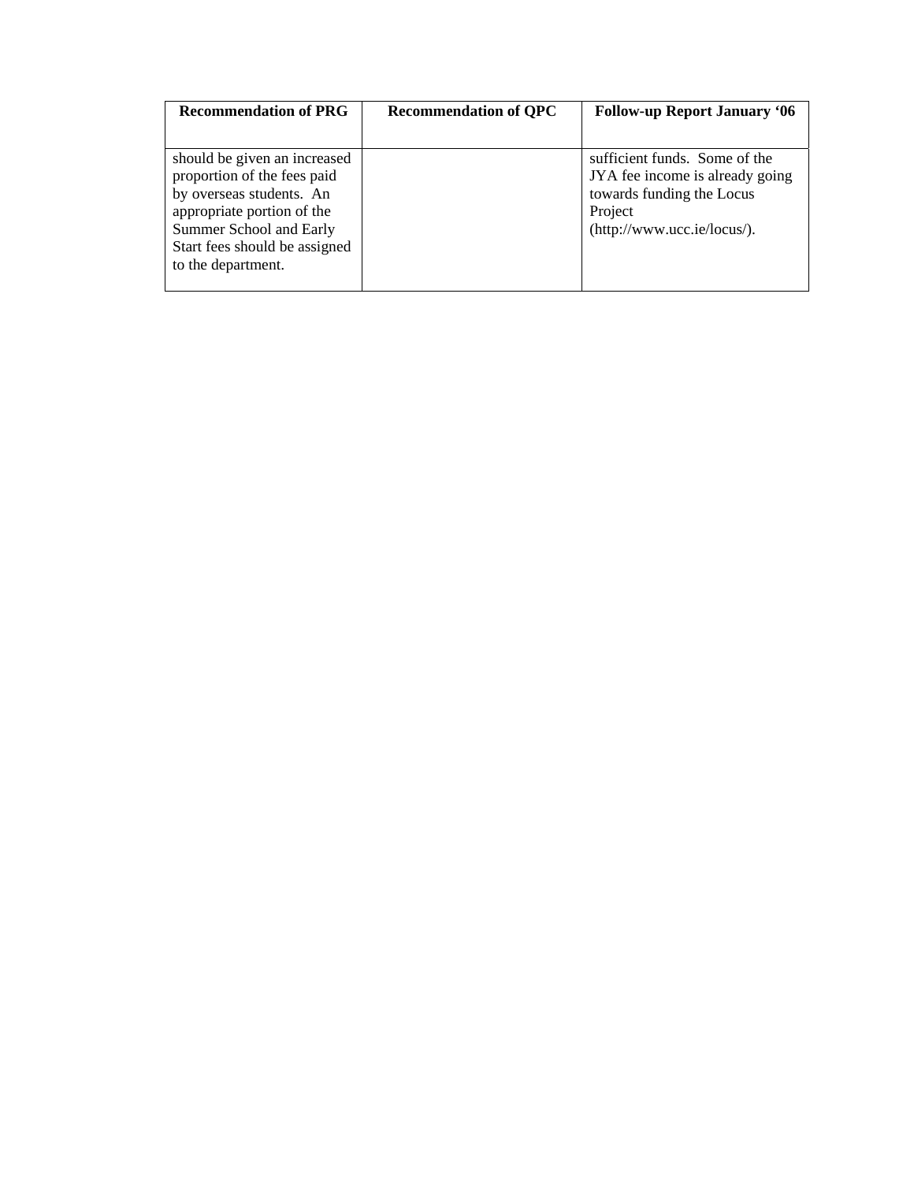| Recommendation of PRG | Recommendation of QPC | Follow-up Report January '06 |
|---|---|---|
| should be given an increased proportion of the fees paid by overseas students. An appropriate portion of the Summer School and Early Start fees should be assigned to the department. | | sufficient funds. Some of the JYA fee income is already going towards funding the Locus Project (http://www.ucc.ie/locus/). |